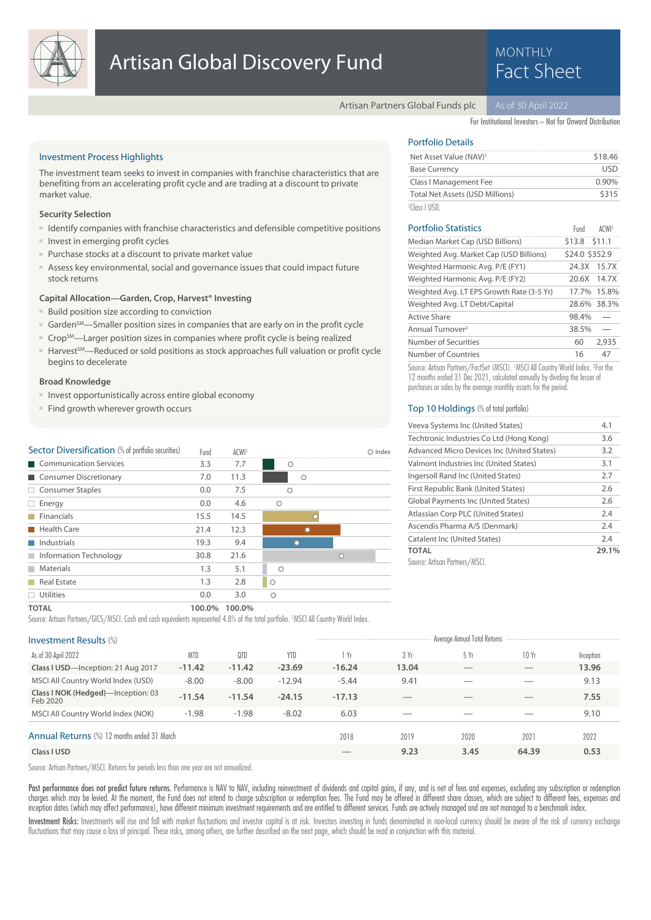# Artisan Global Discovery Fund

MONTHLY Fact Sheet

Artisan Partners Global Funds plc — As of 30 April 2022

For Institutional Investors – Not for Onward Distribution

## Investment Process Highlights

The investment team seeks to invest in companies with franchise characteristics that are benefiting from an accelerating profit cycle and are trading at a discount to private market value.

### Security Selection

- Identify companies with franchise characteristics and defensible competitive positions
- Invest in emerging profit cycles
- Purchase stocks at a discount to private market value
- Assess key environmental, social and governance issues that could impact future stock returns

### Capital Allocation—Garden, Crop, Harvest® Investing

- Build position size according to conviction
- Garden℠—Smaller position sizes in companies that are early on in the profit cycle
- Crop℠—Larger position sizes in companies where profit cycle is being realized
- Harvest℠—Reduced or sold positions as stock approaches full valuation or profit cycle begins to decelerate

### Broad Knowledge

- Invest opportunistically across entire global economy
- Find growth wherever growth occurs

## Portfolio Details

| | |
|---|---|
| Net Asset Value (NAV)[1] | $18.46 |
| Base Currency | USD |
| Class I Management Fee | 0.90% |
| Total Net Assets (USD Millions) | $315 |

[1]Class I USD.

## Portfolio Statistics

| | Fund | ACWI[1] |
|---|---|---|
| Median Market Cap (USD Billions) | $13.8 | $11.1 |
| Weighted Avg. Market Cap (USD Billions) | $24.0 | $352.9 |
| Weighted Harmonic Avg. P/E (FY1) | 24.3X | 15.7X |
| Weighted Harmonic Avg. P/E (FY2) | 20.6X | 14.7X |
| Weighted Avg. LT EPS Growth Rate (3-5 Yr) | 17.7% | 15.8% |
| Weighted Avg. LT Debt/Capital | 28.6% | 38.3% |
| Active Share | 98.4% | — |
| Annual Turnover[2] | 38.5% | — |
| Number of Securities | 60 | 2,935 |
| Number of Countries | 16 | 47 |

Source: Artisan Partners/FactSet (MSCI). [1]MSCI All Country World Index. [2]For the 12 months ended 31 Dec 2021, calculated annually by dividing the lesser of purchases or sales by the average monthly assets for the period.

## Top 10 Holdings (% of total portfolio)

| | |
|---|---|
| Veeva Systems Inc (United States) | 4.1 |
| Techtronic Industries Co Ltd (Hong Kong) | 3.6 |
| Advanced Micro Devices Inc (United States) | 3.2 |
| Valmont Industries Inc (United States) | 3.1 |
| Ingersoll Rand Inc (United States) | 2.7 |
| First Republic Bank (United States) | 2.6 |
| Global Payments Inc (United States) | 2.6 |
| Atlassian Corp PLC (United States) | 2.4 |
| Ascendis Pharma A/S (Denmark) | 2.4 |
| Catalent Inc (United States) | 2.4 |
| **TOTAL** | **29.1%** |

Source: Artisan Partners/MSCI.

## Sector Diversification (% of portfolio securities)

| | Fund | ACWI[1] |
|---|---|---|
| Communication Services | 3.3 | 7.7 |
| Consumer Discretionary | 7.0 | 11.3 |
| Consumer Staples | 0.0 | 7.5 |
| Energy | 0.0 | 4.6 |
| Financials | 15.5 | 14.5 |
| Health Care | 21.4 | 12.3 |
| Industrials | 19.3 | 9.4 |
| Information Technology | 30.8 | 21.6 |
| Materials | 1.3 | 5.1 |
| Real Estate | 1.3 | 2.8 |
| Utilities | 0.0 | 3.0 |
| **TOTAL** | **100.0%** | **100.0%** |

Source: Artisan Partners/GICS/MSCI. Cash and cash equivalents represented 4.8% of the total portfolio. [1]MSCI All Country World Index.

## Investment Results (%)

| As of 30 April 2022 | MTD | QTD | YTD | 1 Yr | 3 Yr | 5 Yr | 10 Yr | Inception |
|---|---|---|---|---|---|---|---|---|
| | | | | Average Annual Total Returns | | | | |
| **Class I USD**—Inception: 21 Aug 2017 | **-11.42** | **-11.42** | **-23.69** | **-16.24** | **13.04** | — | — | **13.96** |
| MSCI All Country World Index (USD) | -8.00 | -8.00 | -12.94 | -5.44 | 9.41 | — | — | 9.13 |
| **Class I NOK (Hedged)**—Inception: 03 Feb 2020 | **-11.54** | **-11.54** | **-24.15** | **-17.13** | — | — | — | **7.55** |
| MSCI All Country World Index (NOK) | -1.98 | -1.98 | -8.02 | 6.03 | — | — | — | 9.10 |

## Annual Returns (%) 12 months ended 31 March

| | 2018 | 2019 | 2020 | 2021 | 2022 |
|---|---|---|---|---|---|
| **Class I USD** | — | **9.23** | **3.45** | **64.39** | **0.53** |

Source: Artisan Partners/MSCI. Returns for periods less than one year are not annualized.

**Past performance does not predict future returns.** Performance is NAV to NAV, including reinvestment of dividends and capital gains, if any, and is net of fees and expenses, excluding any subscription or redemption charges which may be levied. At the moment, the Fund does not intend to charge subscription or redemption fees. The Fund may be offered in different share classes, which are subject to different fees, expenses and inception dates (which may affect performance), have different minimum investment requirements and are entitled to different services. Funds are actively managed and are not managed to a benchmark index.

**Investment Risks:** Investments will rise and fall with market fluctuations and investor capital is at risk. Investors investing in funds denominated in non-local currency should be aware of the risk of currency exchange fluctuations that may cause a loss of principal. These risks, among others, are further described on the next page, which should be read in conjunction with this material.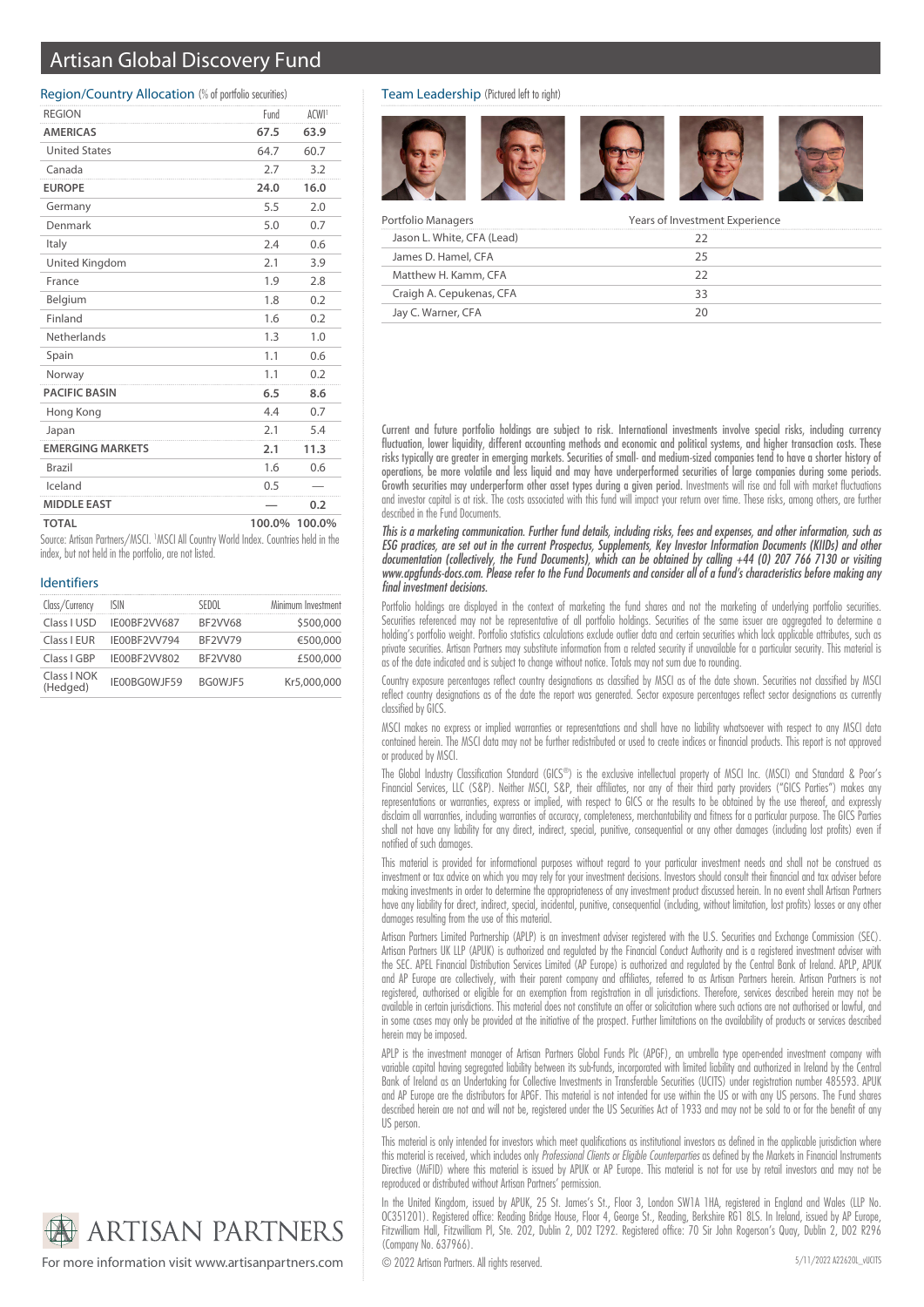# Artisan Global Discovery Fund

## Region/Country Allocation (% of portfolio securities)

| REGION | Fund | ACWI[1] |
|---|---|---|
| **AMERICAS** | **67.5** | **63.9** |
| United States | 64.7 | 60.7 |
| Canada | 2.7 | 3.2 |
| **EUROPE** | **24.0** | **16.0** |
| Germany | 5.5 | 2.0 |
| Denmark | 5.0 | 0.7 |
| Italy | 2.4 | 0.6 |
| United Kingdom | 2.1 | 3.9 |
| France | 1.9 | 2.8 |
| Belgium | 1.8 | 0.2 |
| Finland | 1.6 | 0.2 |
| Netherlands | 1.3 | 1.0 |
| Spain | 1.1 | 0.6 |
| Norway | 1.1 | 0.2 |
| **PACIFIC BASIN** | **6.5** | **8.6** |
| Hong Kong | 4.4 | 0.7 |
| Japan | 2.1 | 5.4 |
| **EMERGING MARKETS** | **2.1** | **11.3** |
| Brazil | 1.6 | 0.6 |
| Iceland | 0.5 | — |
| **MIDDLE EAST** | — | **0.2** |
| **TOTAL** | **100.0%** | **100.0%** |

Source: Artisan Partners/MSCI. [1]MSCI All Country World Index. Countries held in the index, but not held in the portfolio, are not listed.

## Identifiers

| Class/Currency | ISIN | SEDOL | Minimum Investment |
|---|---|---|---|
| Class I USD | IE00BF2VV687 | BF2VV68 | $500,000 |
| Class I EUR | IE00BF2VV794 | BF2VV79 | €500,000 |
| Class I GBP | IE00BF2VV802 | BF2VV80 | £500,000 |
| Class I NOK (Hedged) | IE00BG0WJF59 | BG0WJF5 | Kr5,000,000 |

## Team Leadership (Pictured left to right)

| Portfolio Managers | Years of Investment Experience |
|---|---|
| Jason L. White, CFA (Lead) | 22 |
| James D. Hamel, CFA | 25 |
| Matthew H. Kamm, CFA | 22 |
| Craigh A. Cepukenas, CFA | 33 |
| Jay C. Warner, CFA | 20 |

Current and future portfolio holdings are subject to risk. International investments involve special risks, including currency fluctuation, lower liquidity, different accounting methods and economic and political systems, and higher transaction costs. These risks typically are greater in emerging markets. Securities of small- and medium-sized companies tend to have a shorter history of operations, be more volatile and less liquid and may have underperformed securities of large companies during some periods. Growth securities may underperform other asset types during a given period. Investments will rise and fall with market fluctuations and investor capital is at risk. The costs associated with this fund will impact your return over time. These risks, among others, are further described in the Fund Documents.

*This is a marketing communication. Further fund details, including risks, fees and expenses, and other information, such as ESG practices, are set out in the current Prospectus, Supplements, Key Investor Information Documents (KIIDs) and other documentation (collectively, the Fund Documents), which can be obtained by calling +44 (0) 207 766 7130 or visiting www.apgfunds-docs.com. Please refer to the Fund Documents and consider all of a fund's characteristics before making any final investment decisions.*

Portfolio holdings are displayed in the context of marketing the fund shares and not the marketing of underlying portfolio securities. Securities referenced may not be representative of all portfolio holdings. Securities of the same issuer are aggregated to determine a holding's portfolio weight. Portfolio statistics calculations exclude outlier data and certain securities which lack applicable attributes, such as private securities. Artisan Partners may substitute information from a related security if unavailable for a particular security. This material is as of the date indicated and is subject to change without notice. Totals may not sum due to rounding.

Country exposure percentages reflect country designations as classified by MSCI as of the date shown. Securities not classified by MSCI reflect country designations as of the date the report was generated. Sector exposure percentages reflect sector designations as currently classified by GICS.

MSCI makes no express or implied warranties or representations and shall have no liability whatsoever with respect to any MSCI data contained herein. The MSCI data may not be further redistributed or used to create indices or financial products. This report is not approved or produced by MSCI.

The Global Industry Classification Standard (GICS®) is the exclusive intellectual property of MSCI Inc. (MSCI) and Standard & Poor's Financial Services, LLC (S&P). Neither MSCI, S&P, their affiliates, nor any of their third party providers ("GICS Parties") makes any representations or warranties, express or implied, with respect to GICS or the results to be obtained by the use thereof, and expressly disclaim all warranties, including warranties of accuracy, completeness, merchantability and fitness for a particular purpose. The GICS Parties shall not have any liability for any direct, indirect, special, punitive, consequential or any other damages (including lost profits) even if notified of such damages.

This material is provided for informational purposes without regard to your particular investment needs and shall not be construed as investment or tax advice on which you may rely for your investment decisions. Investors should consult their financial and tax adviser before making investments in order to determine the appropriateness of any investment product discussed herein. In no event shall Artisan Partners have any liability for direct, indirect, special, incidental, punitive, consequential (including, without limitation, lost profits) losses or any other damages resulting from the use of this material.

Artisan Partners Limited Partnership (APLP) is an investment adviser registered with the U.S. Securities and Exchange Commission (SEC). Artisan Partners UK LLP (APUK) is authorized and regulated by the Financial Conduct Authority and is a registered investment adviser with the SEC. APEL Financial Distribution Services Limited (AP Europe) is authorized and regulated by the Central Bank of Ireland. APLP, APUK and AP Europe are collectively, with their parent company and affiliates, referred to as Artisan Partners herein. Artisan Partners is not registered, authorised or eligible for an exemption from registration in all jurisdictions. Therefore, services described herein may not be available in certain jurisdictions. This material does not constitute an offer or solicitation where such actions are not authorised or lawful, and in some cases may only be provided at the initiative of the prospect. Further limitations on the availability of products or services described herein may be imposed.

APLP is the investment manager of Artisan Partners Global Funds Plc (APGF), an umbrella type open-ended investment company with variable capital having segregated liability between its sub-funds, incorporated with limited liability and authorized in Ireland by the Central Bank of Ireland as an Undertaking for Collective Investments in Transferable Securities (UCITS) under registration number 485593. APUK and AP Europe are the distributors for APGF. This material is not intended for use within the US or with any US persons. The Fund shares described herein are not and will not be, registered under the US Securities Act of 1933 and may not be sold to or for the benefit of any US person.

This material is only intended for investors which meet qualifications as institutional investors as defined in the applicable jurisdiction where this material is received, which includes only *Professional Clients or Eligible Counterparties* as defined by the Markets in Financial Instruments Directive (MiFID) where this material is issued by APUK or AP Europe. This material is not for use by retail investors and may not be reproduced or distributed without Artisan Partners' permission.

In the United Kingdom, issued by APUK, 25 St. James's St., Floor 3, London SW1A 1HA, registered in England and Wales (LLP No. OC351201). Registered office: Reading Bridge House, Floor 4, George St., Reading, Berkshire RG1 8LS. In Ireland, issued by AP Europe, Fitzwilliam Hall, Fitzwilliam Pl, Ste. 202, Dublin 2, D02 T292. Registered office: 70 Sir John Rogerson's Quay, Dublin 2, D02 R296 (Company No. 637966).

© 2022 Artisan Partners. All rights reserved.

5/11/2022 A22620L_vUCITS

ARTISAN PARTNERS

For more information visit www.artisanpartners.com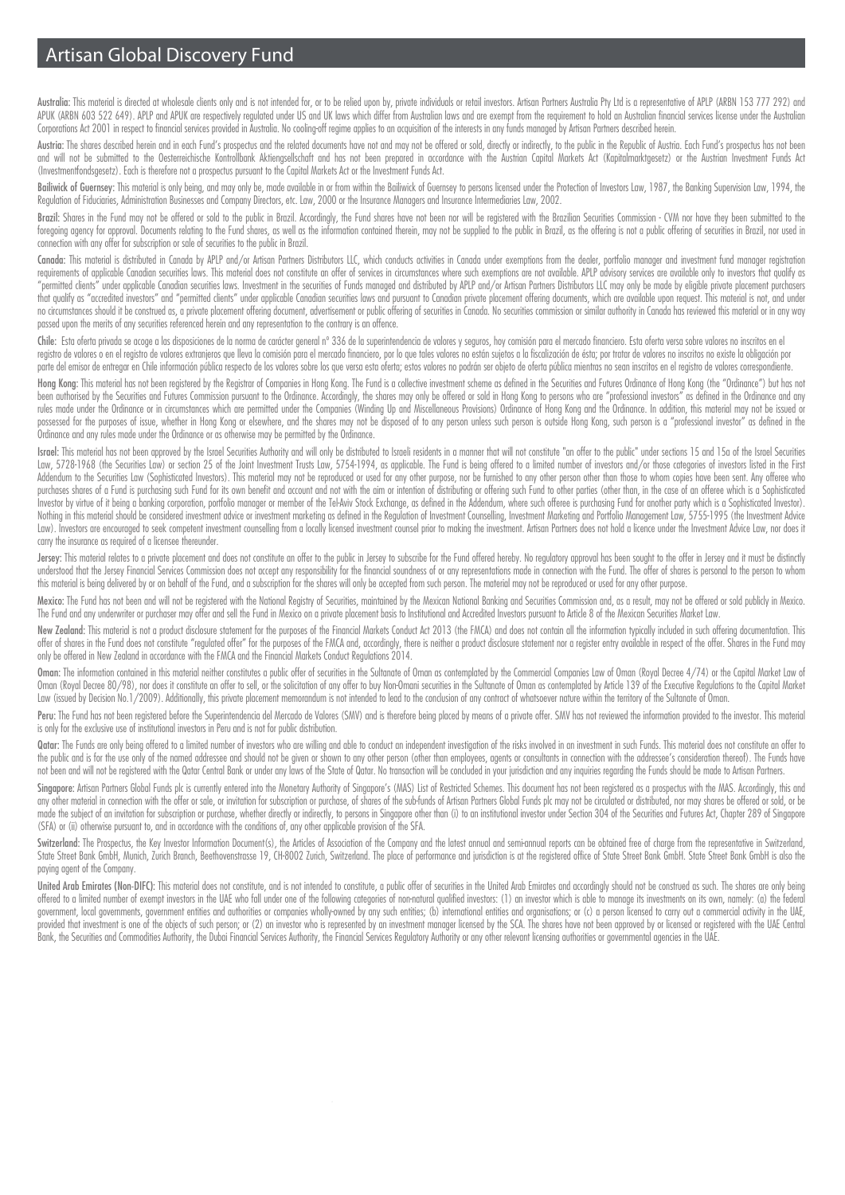# Artisan Global Discovery Fund

**Australia:** This material is directed at wholesale clients only and is not intended for, or to be relied upon by, private individuals or retail investors. Artisan Partners Australia Pty Ltd is a representative of APLP (ARBN 153 777 292) and APUK (ARBN 603 522 649). APLP and APUK are respectively regulated under US and UK laws which differ from Australian laws and are exempt from the requirement to hold an Australian financial services license under the Australian Corporations Act 2001 in respect to financial services provided in Australia. No cooling-off regime applies to an acquisition of the interests in any funds managed by Artisan Partners described herein.

**Austria:** The shares described herein and in each Fund's prospectus and the related documents have not and may not be offered or sold, directly or indirectly, to the public in the Republic of Austria. Each Fund's prospectus has not been and will not be submitted to the Oesterreichische Kontrollbank Aktiengsellschaft and has not been prepared in accordance with the Austrian Capital Markets Act (Kapitalmarktgesetz) or the Austrian Investment Funds Act (Investmentfondsgesetz). Each is therefore not a prospectus pursuant to the Capital Markets Act or the Investment Funds Act.

**Bailiwick of Guernsey:** This material is only being, and may only be, made available in or from within the Bailiwick of Guernsey to persons licensed under the Protection of Investors Law, 1987, the Banking Supervision Law, 1994, the Regulation of Fiduciaries, Administration Businesses and Company Directors, etc. Law, 2000 or the Insurance Managers and Insurance Intermediaries Law, 2002.

**Brazil:** Shares in the Fund may not be offered or sold to the public in Brazil. Accordingly, the Fund shares have not been nor will be registered with the Brazilian Securities Commission - CVM nor have they been submitted to the foregoing agency for approval. Documents relating to the Fund shares, as well as the information contained therein, may not be supplied to the public in Brazil, as the offering is not a public offering of securities in Brazil, nor used in connection with any offer for subscription or sale of securities to the public in Brazil.

**Canada:** This material is distributed in Canada by APLP and/or Artisan Partners Distributors LLC, which conducts activities in Canada under exemptions from the dealer, portfolio manager and investment fund manager registration requirements of applicable Canadian securities laws. This material does not constitute an offer of services in circumstances where such exemptions are not available. APLP advisory services are available only to investors that qualify as "permitted clients" under applicable Canadian securities laws. Investment in the securities of Funds managed and distributed by APLP and/or Artisan Partners Distributors LLC may only be made by eligible private placement purchasers that qualify as "accredited investors" and "permitted clients" under applicable Canadian securities laws and pursuant to Canadian private placement offering documents, which are available upon request. This material is not, and under no circumstances should it be construed as, a private placement offering document, advertisement or public offering of securities in Canada. No securities commission or similar authority in Canada has reviewed this material or in any way passed upon the merits of any securities referenced herein and any representation to the contrary is an offence.

**Chile:** Esta oferta privada se acoge a las disposiciones de la norma de carácter general nº 336 de la superintendencia de valores y seguros, hoy comisión para el mercado financiero. Esta oferta versa sobre valores no inscritos en el registro de valores o en el registro de valores extranjeros que lleva la comisión para el mercado financiero, por lo que tales valores no están sujetos a la fiscalización de ésta; por tratar de valores no inscritos no existe la obligación por parte del emisor de entregar en Chile información pública respecto de los valores sobre los que versa esta oferta; estos valores no podrán ser objeto de oferta pública mientras no sean inscritos en el registro de valores correspondiente.

**Hong Kong:** This material has not been registered by the Registrar of Companies in Hong Kong. The Fund is a collective investment scheme as defined in the Securities and Futures Ordinance of Hong Kong (the "Ordinance") but has not been authorised by the Securities and Futures Commission pursuant to the Ordinance. Accordingly, the shares may only be offered or sold in Hong Kong to persons who are "professional investors" as defined in the Ordinance and any rules made under the Ordinance or in circumstances which are permitted under the Companies (Winding Up and Miscellaneous Provisions) Ordinance of Hong Kong and the Ordinance. In addition, this material may not be issued or possessed for the purposes of issue, whether in Hong Kong or elsewhere, and the shares may not be disposed of to any person unless such person is outside Hong Kong, such person is a "professional investor" as defined in the Ordinance and any rules made under the Ordinance or as otherwise may be permitted by the Ordinance.

**Israel:** This material has not been approved by the Israel Securities Authority and will only be distributed to Israeli residents in a manner that will not constitute "an offer to the public" under sections 15 and 15a of the Israel Securities Law, 5728-1968 (the Securities Law) or section 25 of the Joint Investment Trusts Law, 5754-1994, as applicable. The Fund is being offered to a limited number of investors and/or those categories of investors listed in the First Addendum to the Securities Law (Sophisticated Investors). This material may not be reproduced or used for any other purpose, nor be furnished to any other person other than those to whom copies have been sent. Any offeree who purchases shares of a Fund is purchasing such Fund for its own benefit and account and not with the aim or intention of distributing or offering such Fund to other parties (other than, in the case of an offeree which is a Sophisticated Investor by virtue of it being a banking corporation, portfolio manager or member of the Tel-Aviv Stock Exchange, as defined in the Addendum, where such offeree is purchasing Fund for another party which is a Sophisticated Investor). Nothing in this material should be considered investment advice or investment marketing as defined in the Regulation of Investment Counselling, Investment Marketing and Portfolio Management Law, 5755-1995 (the Investment Advice Law). Investors are encouraged to seek competent investment counselling from a locally licensed investment counsel prior to making the investment. Artisan Partners does not hold a licence under the Investment Advice Law, nor does it carry the insurance as required of a licensee thereunder.

**Jersey:** This material relates to a private placement and does not constitute an offer to the public in Jersey to subscribe for the Fund offered hereby. No regulatory approval has been sought to the offer in Jersey and it must be distinctly understood that the Jersey Financial Services Commission does not accept any responsibility for the financial soundness of or any representations made in connection with the Fund. The offer of shares is personal to the person to whom this material is being delivered by or on behalf of the Fund, and a subscription for the shares will only be accepted from such person. The material may not be reproduced or used for any other purpose.

**Mexico:** The Fund has not been and will not be registered with the National Registry of Securities, maintained by the Mexican National Banking and Securities Commission and, as a result, may not be offered or sold publicly in Mexico. The Fund and any underwriter or purchaser may offer and sell the Fund in Mexico on a private placement basis to Institutional and Accredited Investors pursuant to Article 8 of the Mexican Securities Market Law.

**New Zealand:** This material is not a product disclosure statement for the purposes of the Financial Markets Conduct Act 2013 (the FMCA) and does not contain all the information typically included in such offering documentation. This offer of shares in the Fund does not constitute "regulated offer" for the purposes of the FMCA and, accordingly, there is neither a product disclosure statement nor a register entry available in respect of the offer. Shares in the Fund may only be offered in New Zealand in accordance with the FMCA and the Financial Markets Conduct Regulations 2014.

**Oman:** The information contained in this material neither constitutes a public offer of securities in the Sultanate of Oman as contemplated by the Commercial Companies Law of Oman (Royal Decree 4/74) or the Capital Market Law of Oman (Royal Decree 80/98), nor does it constitute an offer to sell, or the solicitation of any offer to buy Non-Omani securities in the Sultanate of Oman as contemplated by Article 139 of the Executive Regulations to the Capital Market Law (issued by Decision No.1/2009). Additionally, this private placement memorandum is not intended to lead to the conclusion of any contract of whatsoever nature within the territory of the Sultanate of Oman.

**Peru:** The Fund has not been registered before the Superintendencia del Mercado de Valores (SMV) and is therefore being placed by means of a private offer. SMV has not reviewed the information provided to the investor. This material is only for the exclusive use of institutional investors in Peru and is not for public distribution.

**Qatar:** The Funds are only being offered to a limited number of investors who are willing and able to conduct an independent investigation of the risks involved in an investment in such Funds. This material does not constitute an offer to the public and is for the use only of the named addressee and should not be given or shown to any other person (other than employees, agents or consultants in connection with the addressee's consideration thereof). The Funds have not been and will not be registered with the Qatar Central Bank or under any laws of the State of Qatar. No transaction will be concluded in your jurisdiction and any inquiries regarding the Funds should be made to Artisan Partners.

**Singapore:** Artisan Partners Global Funds plc is currently entered into the Monetary Authority of Singapore's (MAS) List of Restricted Schemes. This document has not been registered as a prospectus with the MAS. Accordingly, this and any other material in connection with the offer or sale, or invitation for subscription or purchase, of shares of the sub-funds of Artisan Partners Global Funds plc may not be circulated or distributed, nor may shares be offered or sold, or be made the subject of an invitation for subscription or purchase, whether directly or indirectly, to persons in Singapore other than (i) to an institutional investor under Section 304 of the Securities and Futures Act, Chapter 289 of Singapore (SFA) or (ii) otherwise pursuant to, and in accordance with the conditions of, any other applicable provision of the SFA.

**Switzerland:** The Prospectus, the Key Investor Information Document(s), the Articles of Association of the Company and the latest annual and semi-annual reports can be obtained free of charge from the representative in Switzerland, State Street Bank GmbH, Munich, Zurich Branch, Beethovenstrasse 19, CH-8002 Zurich, Switzerland. The place of performance and jurisdiction is at the registered office of State Street Bank GmbH. State Street Bank GmbH is also the paying agent of the Company.

**United Arab Emirates (Non-DIFC):** This material does not constitute, and is not intended to constitute, a public offer of securities in the United Arab Emirates and accordingly should not be construed as such. The shares are only being offered to a limited number of exempt investors in the UAE who fall under one of the following categories of non-natural qualified investors: (1) an investor which is able to manage its investments on its own, namely: (a) the federal government, local governments, government entities and authorities or companies wholly-owned by any such entities; (b) international entities and organisations; or (c) a person licensed to carry out a commercial activity in the UAE, provided that investment is one of the objects of such person; or (2) an investor who is represented by an investment manager licensed by the SCA. The shares have not been approved by or licensed or registered with the UAE Central Bank, the Securities and Commodities Authority, the Dubai Financial Services Authority, the Financial Services Regulatory Authority or any other relevant licensing authorities or governmental agencies in the UAE.